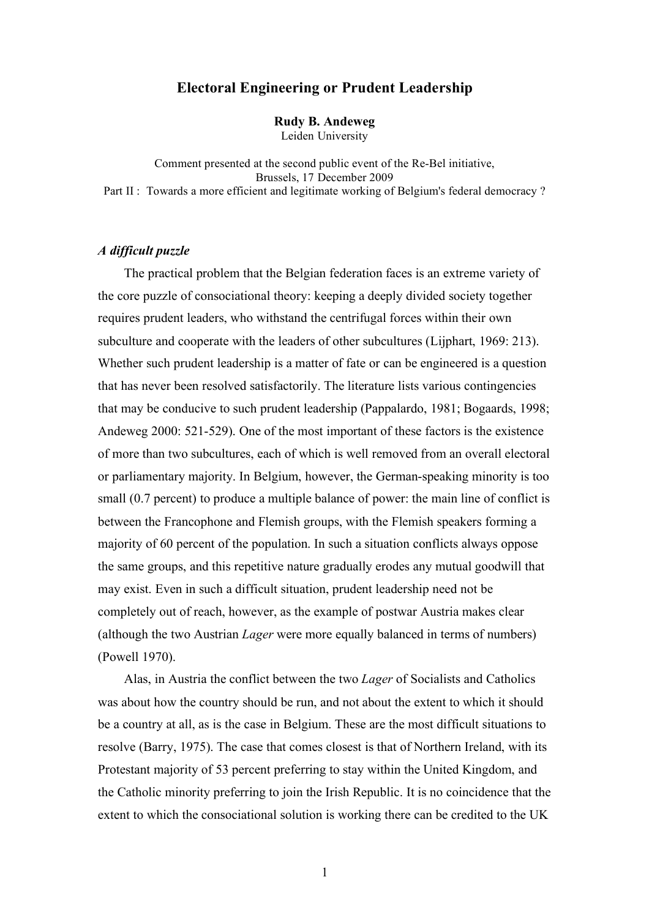# Electoral Engineering or Prudent Leadership

**Rudy B. Andeweg**
Leiden University

Comment presented at the second public event of the Re-Bel initiative,
Brussels, 17 December 2009
Part II : Towards a more efficient and legitimate working of Belgium's federal democracy ?

### *A difficult puzzle*

The practical problem that the Belgian federation faces is an extreme variety of the core puzzle of consociational theory: keeping a deeply divided society together requires prudent leaders, who withstand the centrifugal forces within their own subculture and cooperate with the leaders of other subcultures (Lijphart, 1969: 213). Whether such prudent leadership is a matter of fate or can be engineered is a question that has never been resolved satisfactorily. The literature lists various contingencies that may be conducive to such prudent leadership (Pappalardo, 1981; Bogaards, 1998; Andeweg 2000: 521-529). One of the most important of these factors is the existence of more than two subcultures, each of which is well removed from an overall electoral or parliamentary majority. In Belgium, however, the German-speaking minority is too small (0.7 percent) to produce a multiple balance of power: the main line of conflict is between the Francophone and Flemish groups, with the Flemish speakers forming a majority of 60 percent of the population. In such a situation conflicts always oppose the same groups, and this repetitive nature gradually erodes any mutual goodwill that may exist. Even in such a difficult situation, prudent leadership need not be completely out of reach, however, as the example of postwar Austria makes clear (although the two Austrian *Lager* were more equally balanced in terms of numbers) (Powell 1970).

Alas, in Austria the conflict between the two *Lager* of Socialists and Catholics was about how the country should be run, and not about the extent to which it should be a country at all, as is the case in Belgium. These are the most difficult situations to resolve (Barry, 1975). The case that comes closest is that of Northern Ireland, with its Protestant majority of 53 percent preferring to stay within the United Kingdom, and the Catholic minority preferring to join the Irish Republic. It is no coincidence that the extent to which the consociational solution is working there can be credited to the UK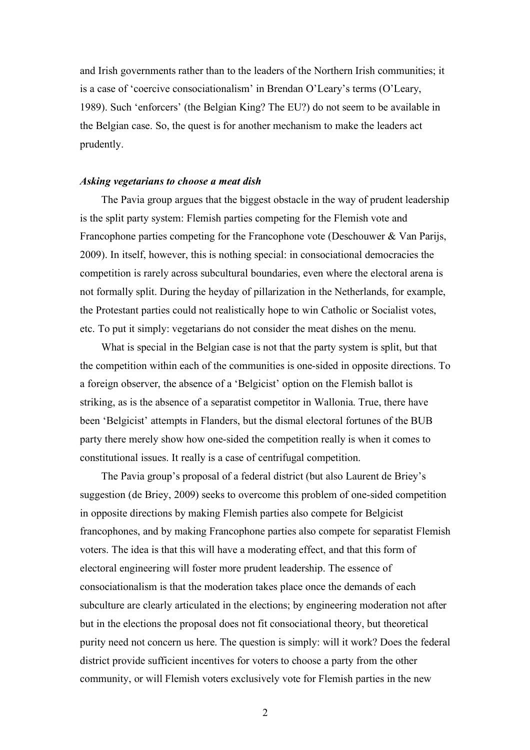and Irish governments rather than to the leaders of the Northern Irish communities; it is a case of 'coercive consociationalism' in Brendan O'Leary's terms (O'Leary, 1989). Such 'enforcers' (the Belgian King? The EU?) do not seem to be available in the Belgian case. So, the quest is for another mechanism to make the leaders act prudently.

### *Asking vegetarians to choose a meat dish*

The Pavia group argues that the biggest obstacle in the way of prudent leadership is the split party system: Flemish parties competing for the Flemish vote and Francophone parties competing for the Francophone vote (Deschouwer & Van Parijs, 2009). In itself, however, this is nothing special: in consociational democracies the competition is rarely across subcultural boundaries, even where the electoral arena is not formally split. During the heyday of pillarization in the Netherlands, for example, the Protestant parties could not realistically hope to win Catholic or Socialist votes, etc. To put it simply: vegetarians do not consider the meat dishes on the menu.

What is special in the Belgian case is not that the party system is split, but that the competition within each of the communities is one-sided in opposite directions. To a foreign observer, the absence of a 'Belgicist' option on the Flemish ballot is striking, as is the absence of a separatist competitor in Wallonia. True, there have been 'Belgicist' attempts in Flanders, but the dismal electoral fortunes of the BUB party there merely show how one-sided the competition really is when it comes to constitutional issues. It really is a case of centrifugal competition.

The Pavia group's proposal of a federal district (but also Laurent de Briey's suggestion (de Briey, 2009) seeks to overcome this problem of one-sided competition in opposite directions by making Flemish parties also compete for Belgicist francophones, and by making Francophone parties also compete for separatist Flemish voters. The idea is that this will have a moderating effect, and that this form of electoral engineering will foster more prudent leadership. The essence of consociationalism is that the moderation takes place once the demands of each subculture are clearly articulated in the elections; by engineering moderation not after but in the elections the proposal does not fit consociational theory, but theoretical purity need not concern us here. The question is simply: will it work? Does the federal district provide sufficient incentives for voters to choose a party from the other community, or will Flemish voters exclusively vote for Flemish parties in the new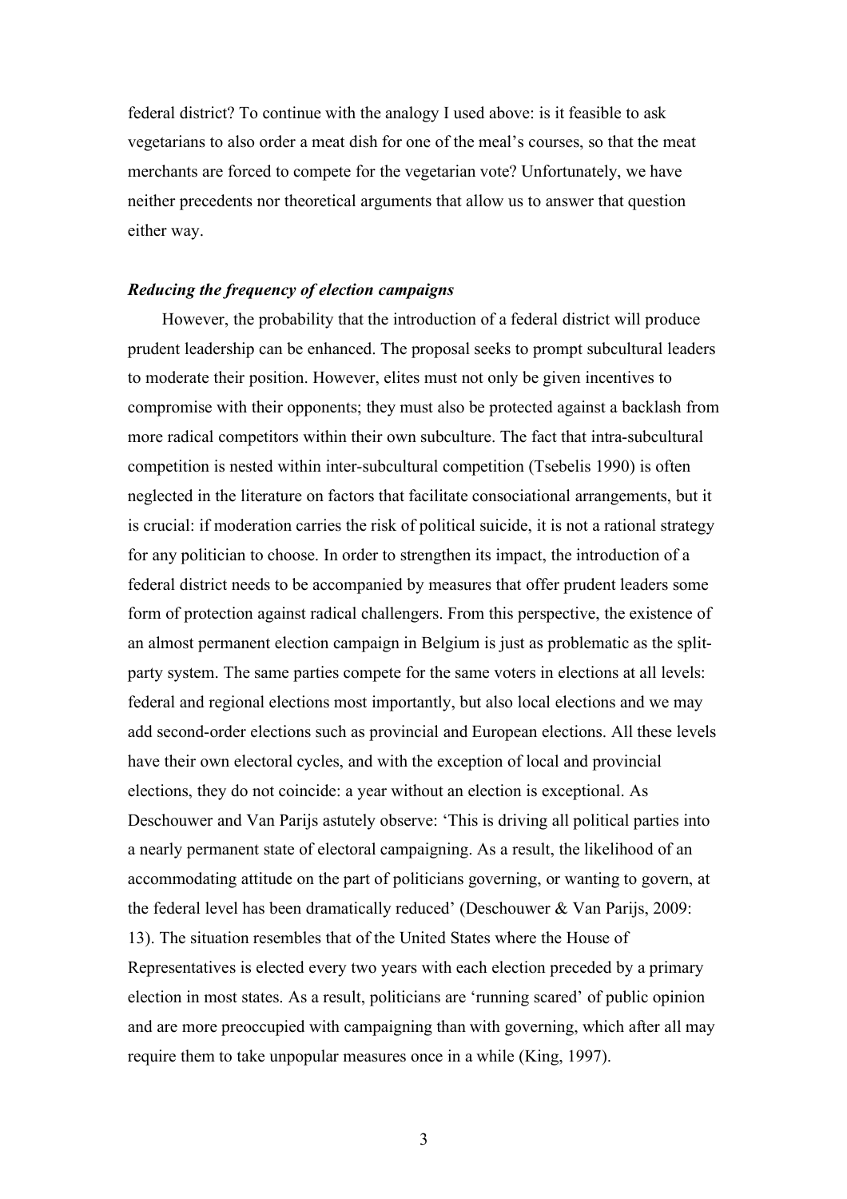federal district? To continue with the analogy I used above: is it feasible to ask vegetarians to also order a meat dish for one of the meal's courses, so that the meat merchants are forced to compete for the vegetarian vote? Unfortunately, we have neither precedents nor theoretical arguments that allow us to answer that question either way.

### *Reducing the frequency of election campaigns*

However, the probability that the introduction of a federal district will produce prudent leadership can be enhanced. The proposal seeks to prompt subcultural leaders to moderate their position. However, elites must not only be given incentives to compromise with their opponents; they must also be protected against a backlash from more radical competitors within their own subculture. The fact that intra-subcultural competition is nested within inter-subcultural competition (Tsebelis 1990) is often neglected in the literature on factors that facilitate consociational arrangements, but it is crucial: if moderation carries the risk of political suicide, it is not a rational strategy for any politician to choose. In order to strengthen its impact, the introduction of a federal district needs to be accompanied by measures that offer prudent leaders some form of protection against radical challengers. From this perspective, the existence of an almost permanent election campaign in Belgium is just as problematic as the split-party system. The same parties compete for the same voters in elections at all levels: federal and regional elections most importantly, but also local elections and we may add second-order elections such as provincial and European elections. All these levels have their own electoral cycles, and with the exception of local and provincial elections, they do not coincide: a year without an election is exceptional. As Deschouwer and Van Parijs astutely observe: 'This is driving all political parties into a nearly permanent state of electoral campaigning. As a result, the likelihood of an accommodating attitude on the part of politicians governing, or wanting to govern, at the federal level has been dramatically reduced' (Deschouwer & Van Parijs, 2009: 13). The situation resembles that of the United States where the House of Representatives is elected every two years with each election preceded by a primary election in most states. As a result, politicians are 'running scared' of public opinion and are more preoccupied with campaigning than with governing, which after all may require them to take unpopular measures once in a while (King, 1997).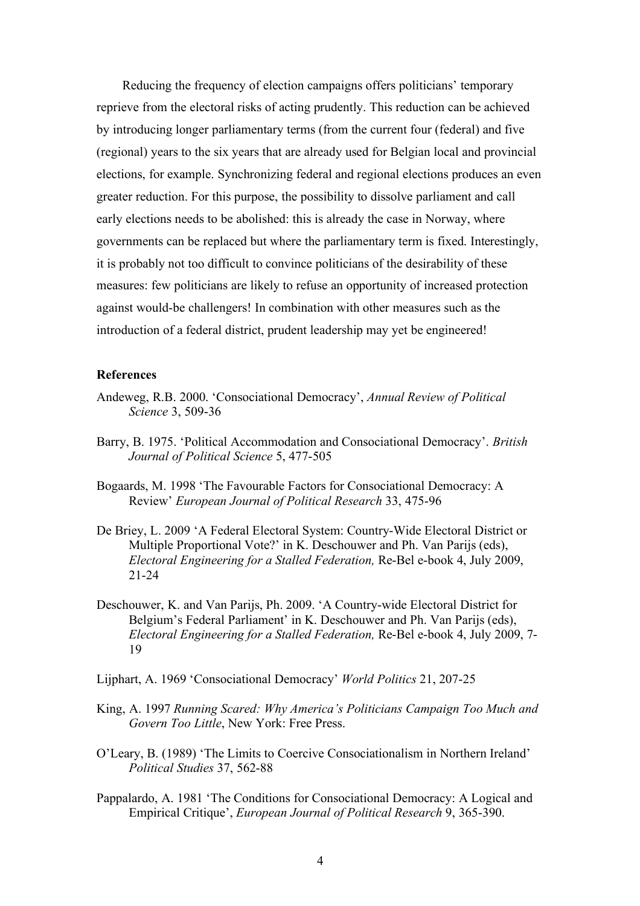Reducing the frequency of election campaigns offers politicians' temporary reprieve from the electoral risks of acting prudently. This reduction can be achieved by introducing longer parliamentary terms (from the current four (federal) and five (regional) years to the six years that are already used for Belgian local and provincial elections, for example. Synchronizing federal and regional elections produces an even greater reduction. For this purpose, the possibility to dissolve parliament and call early elections needs to be abolished: this is already the case in Norway, where governments can be replaced but where the parliamentary term is fixed. Interestingly, it is probably not too difficult to convince politicians of the desirability of these measures: few politicians are likely to refuse an opportunity of increased protection against would-be challengers! In combination with other measures such as the introduction of a federal district, prudent leadership may yet be engineered!

**References**

Andeweg, R.B. 2000. 'Consociational Democracy', *Annual Review of Political Science* 3, 509-36

Barry, B. 1975. 'Political Accommodation and Consociational Democracy'. *British Journal of Political Science* 5, 477-505

Bogaards, M. 1998 'The Favourable Factors for Consociational Democracy: A Review' *European Journal of Political Research* 33, 475-96

De Briey, L. 2009 'A Federal Electoral System: Country-Wide Electoral District or Multiple Proportional Vote?' in K. Deschouwer and Ph. Van Parijs (eds), *Electoral Engineering for a Stalled Federation,* Re-Bel e-book 4, July 2009, 21-24

Deschouwer, K. and Van Parijs, Ph. 2009. 'A Country-wide Electoral District for Belgium's Federal Parliament' in K. Deschouwer and Ph. Van Parijs (eds), *Electoral Engineering for a Stalled Federation,* Re-Bel e-book 4, July 2009, 7-19

Lijphart, A. 1969 'Consociational Democracy' *World Politics* 21, 207-25

King, A. 1997 *Running Scared: Why America's Politicians Campaign Too Much and Govern Too Little*, New York: Free Press.

O'Leary, B. (1989) 'The Limits to Coercive Consociationalism in Northern Ireland' *Political Studies* 37, 562-88

Pappalardo, A. 1981 'The Conditions for Consociational Democracy: A Logical and Empirical Critique', *European Journal of Political Research* 9, 365-390.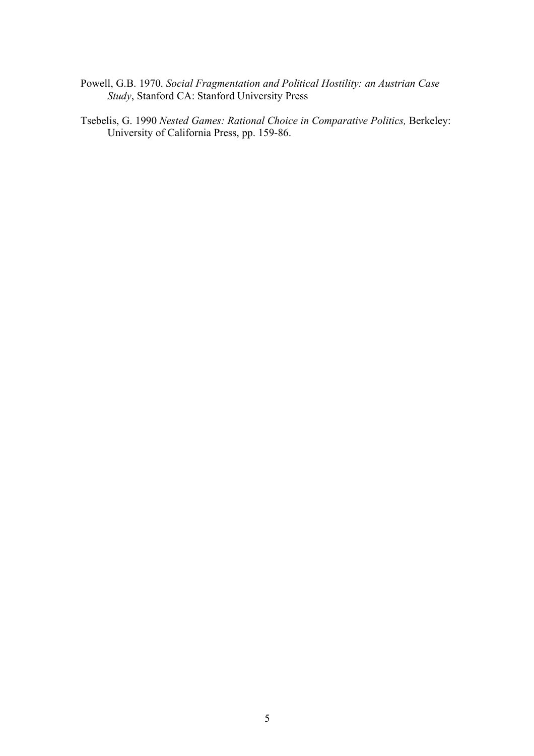Powell, G.B. 1970. *Social Fragmentation and Political Hostility: an Austrian Case Study*, Stanford CA: Stanford University Press

Tsebelis, G. 1990 *Nested Games: Rational Choice in Comparative Politics,* Berkeley: University of California Press, pp. 159-86.